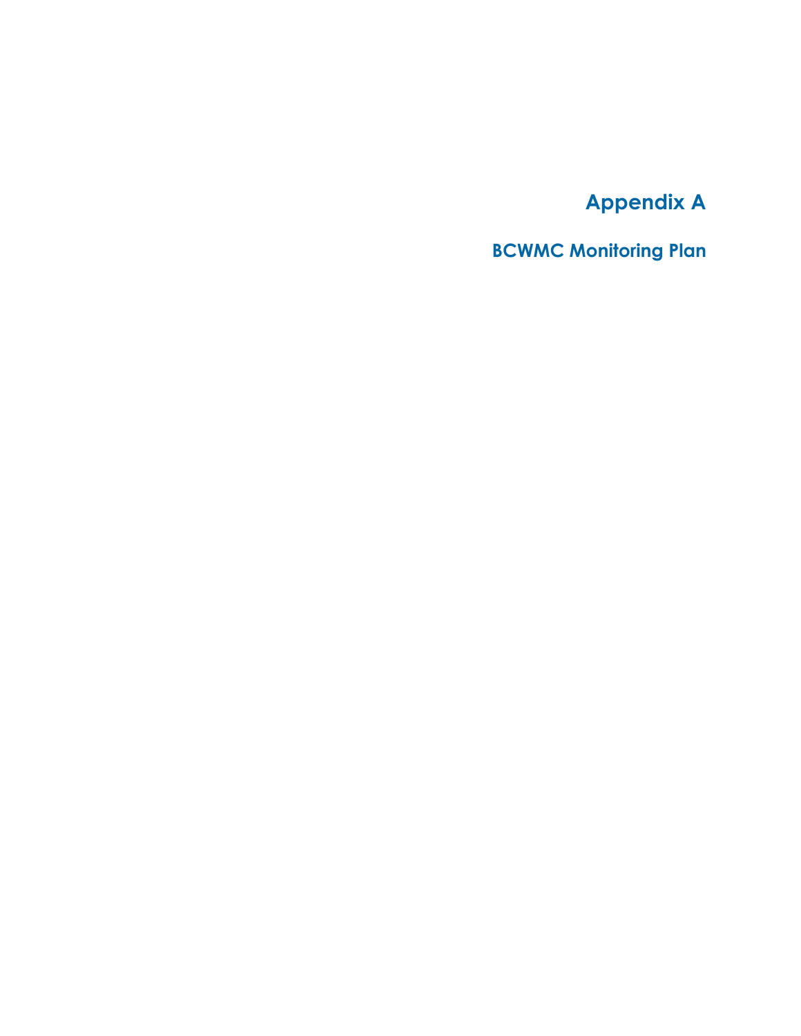# Appendix A

## BCWMC Monitoring Plan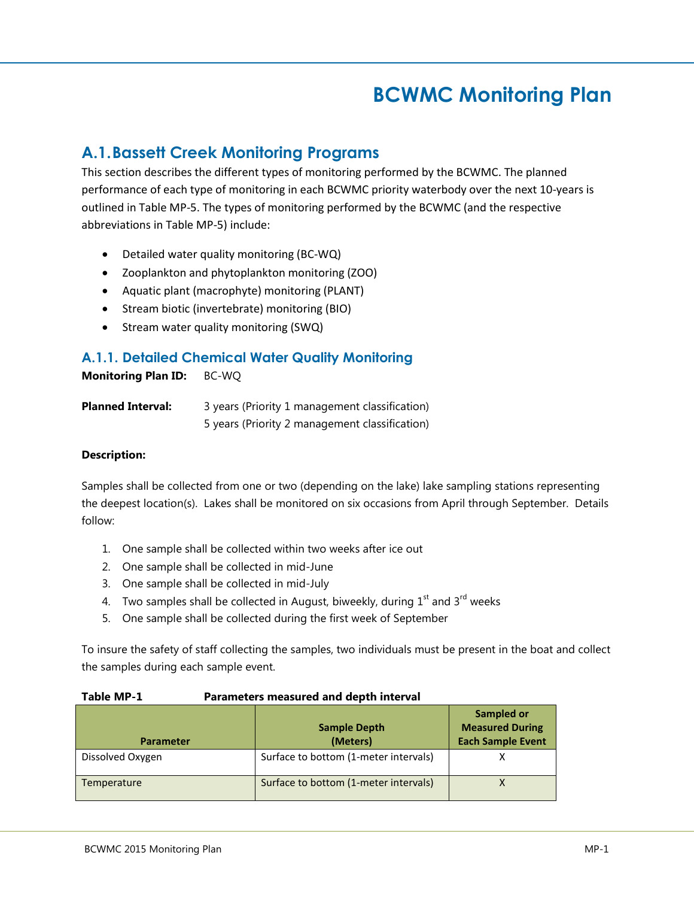# BCWMC Monitoring Plan

## A.1. Bassett Creek Monitoring Programs

This section describes the different types of monitoring performed by the BCWMC. The planned performance of each type of monitoring in each BCWMC priority waterbody over the next 10-years is outlined in Table MP-5. The types of monitoring performed by the BCWMC (and the respective abbreviations in Table MP-5) include:

- Detailed water quality monitoring (BC-WQ)
- Zooplankton and phytoplankton monitoring (ZOO)
- Aquatic plant (macrophyte) monitoring (PLANT)
- Stream biotic (invertebrate) monitoring (BIO)
- Stream water quality monitoring (SWQ)

### A.1.1. Detailed Chemical Water Quality Monitoring

**Monitoring Plan ID:** BC-WQ

**Planned Interval:** 3 years (Priority 1 management classification)
5 years (Priority 2 management classification)

**Description:**

Samples shall be collected from one or two (depending on the lake) lake sampling stations representing the deepest location(s). Lakes shall be monitored on six occasions from April through September. Details follow:

1. One sample shall be collected within two weeks after ice out
2. One sample shall be collected in mid-June
3. One sample shall be collected in mid-July
4. Two samples shall be collected in August, biweekly, during 1st and 3rd weeks
5. One sample shall be collected during the first week of September

To insure the safety of staff collecting the samples, two individuals must be present in the boat and collect the samples during each sample event.

**Table MP-1 Parameters measured and depth interval**

| Parameter | Sample Depth (Meters) | Sampled or Measured During Each Sample Event |
|---|---|---|
| Dissolved Oxygen | Surface to bottom (1-meter intervals) | X |
| Temperature | Surface to bottom (1-meter intervals) | X |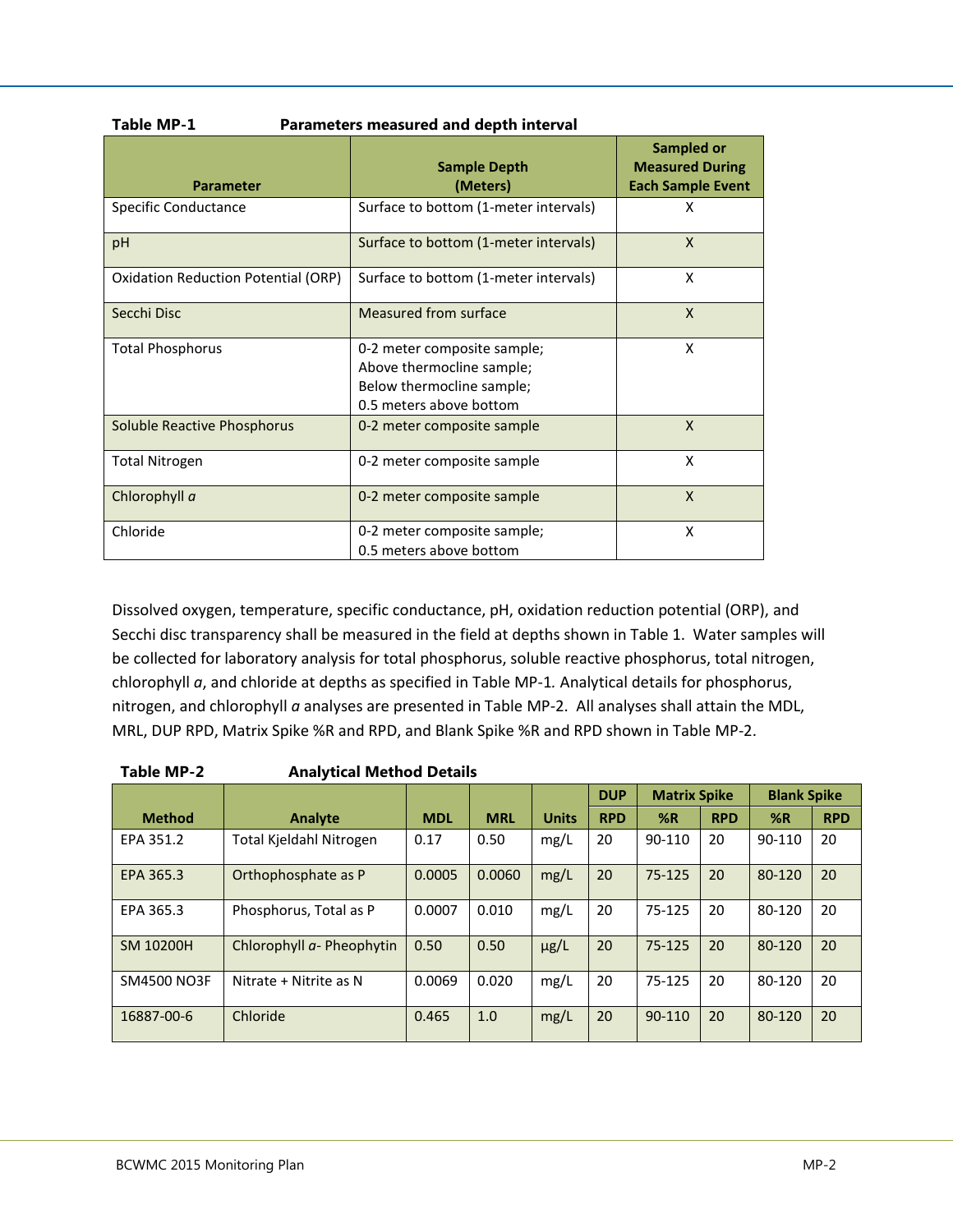**Table MP-1 Parameters measured and depth interval**

| Parameter | Sample Depth (Meters) | Sampled or Measured During Each Sample Event |
|---|---|---|
| Specific Conductance | Surface to bottom (1-meter intervals) | X |
| pH | Surface to bottom (1-meter intervals) | X |
| Oxidation Reduction Potential (ORP) | Surface to bottom (1-meter intervals) | X |
| Secchi Disc | Measured from surface | X |
| Total Phosphorus | 0-2 meter composite sample; Above thermocline sample; Below thermocline sample; 0.5 meters above bottom | X |
| Soluble Reactive Phosphorus | 0-2 meter composite sample | X |
| Total Nitrogen | 0-2 meter composite sample | X |
| Chlorophyll *a* | 0-2 meter composite sample | X |
| Chloride | 0-2 meter composite sample; 0.5 meters above bottom | X |

Dissolved oxygen, temperature, specific conductance, pH, oxidation reduction potential (ORP), and Secchi disc transparency shall be measured in the field at depths shown in Table 1. Water samples will be collected for laboratory analysis for total phosphorus, soluble reactive phosphorus, total nitrogen, chlorophyll *a*, and chloride at depths as specified in Table MP-1. Analytical details for phosphorus, nitrogen, and chlorophyll *a* analyses are presented in Table MP-2. All analyses shall attain the MDL, MRL, DUP RPD, Matrix Spike %R and RPD, and Blank Spike %R and RPD shown in Table MP-2.

**Table MP-2 Analytical Method Details**

| Method | Analyte | MDL | MRL | Units | DUP | Matrix Spike | | Blank Spike | |
|---|---|---|---|---|---|---|---|---|---|
| | | | | | RPD | %R | RPD | %R | RPD |
| EPA 351.2 | Total Kjeldahl Nitrogen | 0.17 | 0.50 | mg/L | 20 | 90-110 | 20 | 90-110 | 20 |
| EPA 365.3 | Orthophosphate as P | 0.0005 | 0.0060 | mg/L | 20 | 75-125 | 20 | 80-120 | 20 |
| EPA 365.3 | Phosphorus, Total as P | 0.0007 | 0.010 | mg/L | 20 | 75-125 | 20 | 80-120 | 20 |
| SM 10200H | Chlorophyll *a*- Pheophytin | 0.50 | 0.50 | µg/L | 20 | 75-125 | 20 | 80-120 | 20 |
| SM4500 NO3F | Nitrate + Nitrite as N | 0.0069 | 0.020 | mg/L | 20 | 75-125 | 20 | 80-120 | 20 |
| 16887-00-6 | Chloride | 0.465 | 1.0 | mg/L | 20 | 90-110 | 20 | 80-120 | 20 |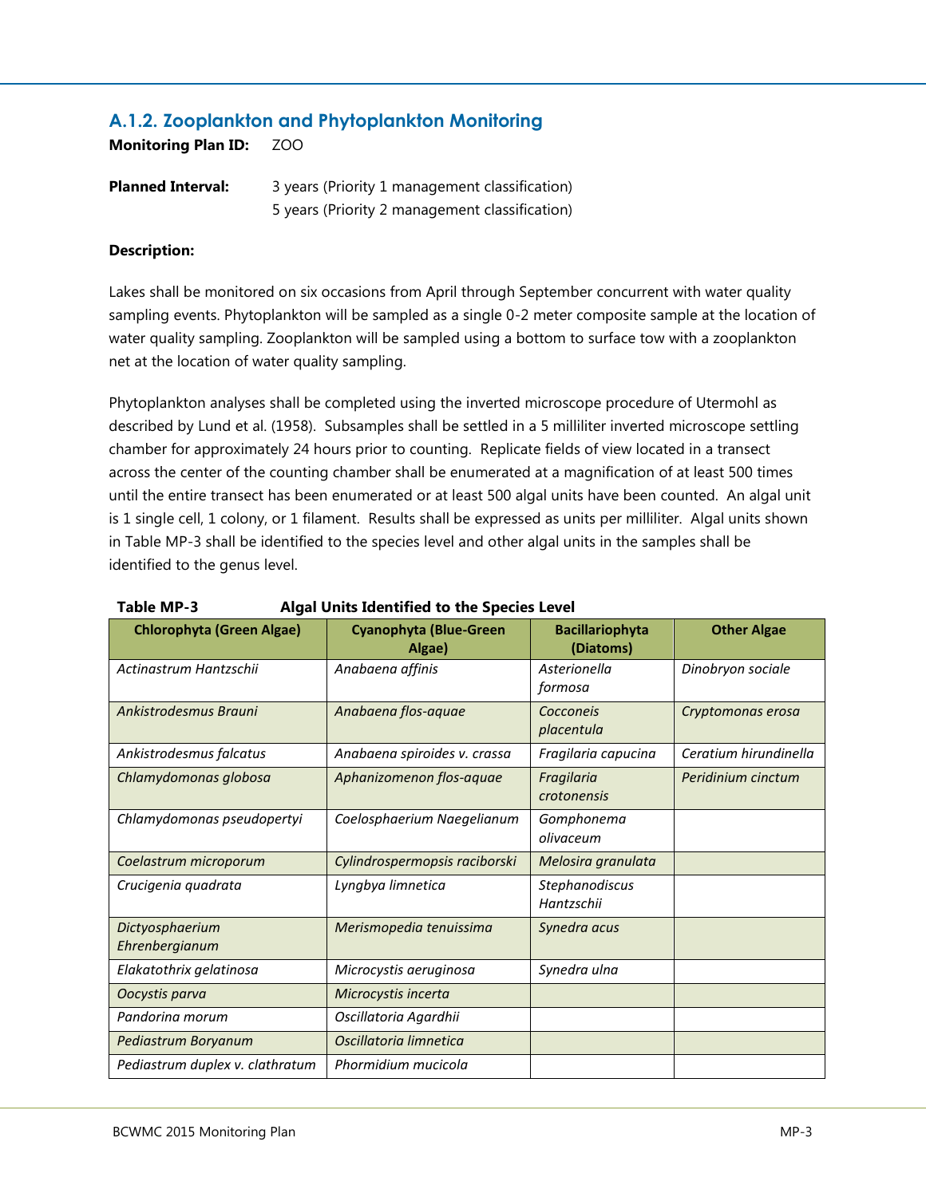### A.1.2. Zooplankton and Phytoplankton Monitoring

**Monitoring Plan ID:** ZOO

**Planned Interval:** 3 years (Priority 1 management classification)
5 years (Priority 2 management classification)

**Description:**

Lakes shall be monitored on six occasions from April through September concurrent with water quality sampling events. Phytoplankton will be sampled as a single 0-2 meter composite sample at the location of water quality sampling. Zooplankton will be sampled using a bottom to surface tow with a zooplankton net at the location of water quality sampling.

Phytoplankton analyses shall be completed using the inverted microscope procedure of Utermohl as described by Lund et al. (1958). Subsamples shall be settled in a 5 milliliter inverted microscope settling chamber for approximately 24 hours prior to counting. Replicate fields of view located in a transect across the center of the counting chamber shall be enumerated at a magnification of at least 500 times until the entire transect has been enumerated or at least 500 algal units have been counted. An algal unit is 1 single cell, 1 colony, or 1 filament. Results shall be expressed as units per milliliter. Algal units shown in Table MP-3 shall be identified to the species level and other algal units in the samples shall be identified to the genus level.

**Table MP-3 Algal Units Identified to the Species Level**

| Chlorophyta (Green Algae) | Cyanophyta (Blue-Green Algae) | Bacillariophyta (Diatoms) | Other Algae |
|---|---|---|---|
| *Actinastrum Hantzschii* | *Anabaena affinis* | *Asterionella formosa* | *Dinobryon sociale* |
| *Ankistrodesmus Brauni* | *Anabaena flos-aquae* | *Cocconeis placentula* | *Cryptomonas erosa* |
| *Ankistrodesmus falcatus* | *Anabaena spiroides v. crassa* | *Fragilaria capucina* | *Ceratium hirundinella* |
| *Chlamydomonas globosa* | *Aphanizomenon flos-aquae* | *Fragilaria crotonensis* | *Peridinium cinctum* |
| *Chlamydomonas pseudopertyi* | *Coelosphaerium Naegelianum* | *Gomphonema olivaceum* | |
| *Coelastrum microporum* | *Cylindrospermopsis raciborski* | *Melosira granulata* | |
| *Crucigenia quadrata* | *Lyngbya limnetica* | *Stephanodiscus Hantzschii* | |
| *Dictyosphaerium Ehrenbergianum* | *Merismopedia tenuissima* | *Synedra acus* | |
| *Elakatothrix gelatinosa* | *Microcystis aeruginosa* | *Synedra ulna* | |
| *Oocystis parva* | *Microcystis incerta* | | |
| *Pandorina morum* | *Oscillatoria Agardhii* | | |
| *Pediastrum Boryanum* | *Oscillatoria limnetica* | | |
| *Pediastrum duplex v. clathratum* | *Phormidium mucicola* | | |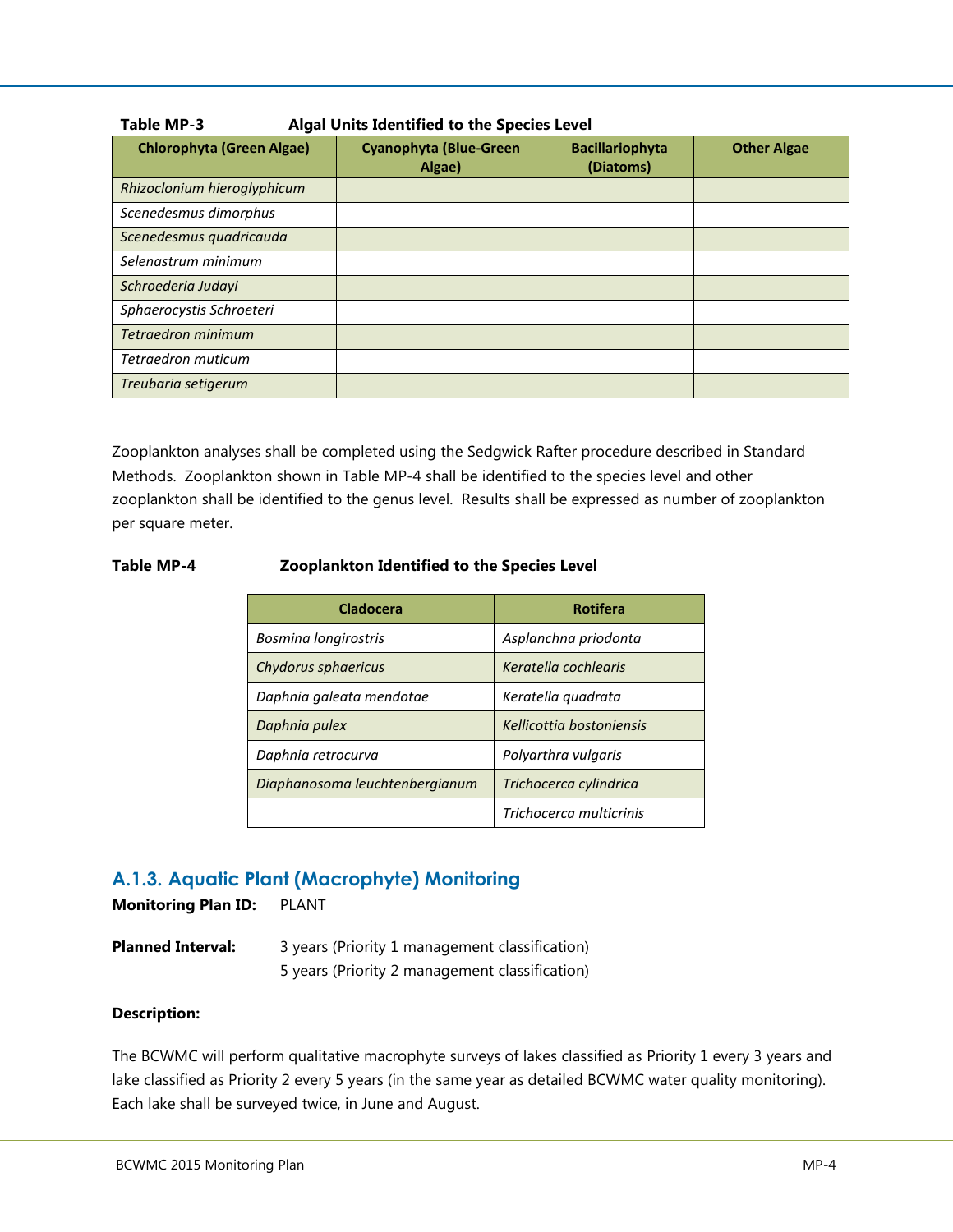**Table MP-3 Algal Units Identified to the Species Level**

| Chlorophyta (Green Algae) | Cyanophyta (Blue-Green Algae) | Bacillariophyta (Diatoms) | Other Algae |
|---|---|---|---|
| *Rhizoclonium hieroglyphicum* | | | |
| *Scenedesmus dimorphus* | | | |
| *Scenedesmus quadricauda* | | | |
| *Selenastrum minimum* | | | |
| *Schroederia Judayi* | | | |
| *Sphaerocystis Schroeteri* | | | |
| *Tetraedron minimum* | | | |
| *Tetraedron muticum* | | | |
| *Treubaria setigerum* | | | |

Zooplankton analyses shall be completed using the Sedgwick Rafter procedure described in Standard Methods. Zooplankton shown in Table MP-4 shall be identified to the species level and other zooplankton shall be identified to the genus level. Results shall be expressed as number of zooplankton per square meter.

**Table MP-4 Zooplankton Identified to the Species Level**

| Cladocera | Rotifera |
|---|---|
| *Bosmina longirostris* | *Asplanchna priodonta* |
| *Chydorus sphaericus* | *Keratella cochlearis* |
| *Daphnia galeata mendotae* | *Keratella quadrata* |
| *Daphnia pulex* | *Kellicottia bostoniensis* |
| *Daphnia retrocurva* | *Polyarthra vulgaris* |
| *Diaphanosoma leuchtenbergianum* | *Trichocerca cylindrica* |
| | *Trichocerca multicrinis* |

### A.1.3. Aquatic Plant (Macrophyte) Monitoring

**Monitoring Plan ID:** PLANT

**Planned Interval:** 3 years (Priority 1 management classification)
5 years (Priority 2 management classification)

**Description:**

The BCWMC will perform qualitative macrophyte surveys of lakes classified as Priority 1 every 3 years and lake classified as Priority 2 every 5 years (in the same year as detailed BCWMC water quality monitoring). Each lake shall be surveyed twice, in June and August.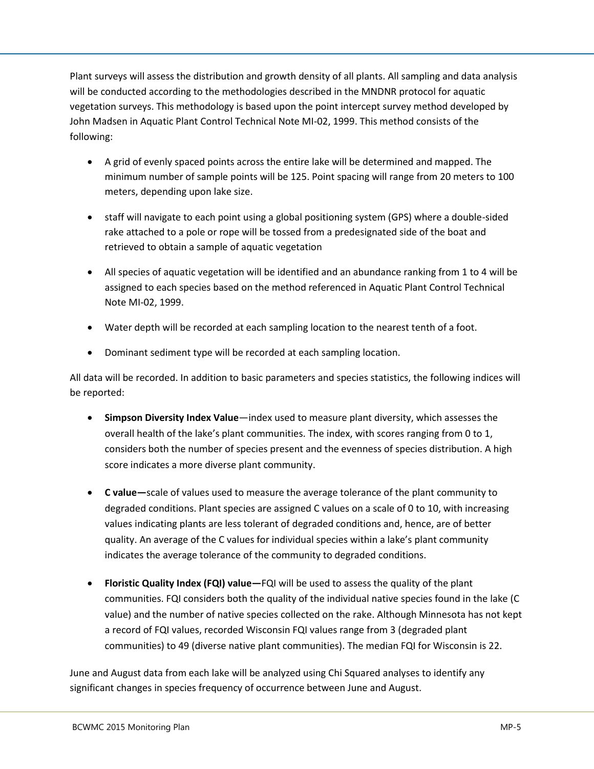Plant surveys will assess the distribution and growth density of all plants. All sampling and data analysis will be conducted according to the methodologies described in the MNDNR protocol for aquatic vegetation surveys. This methodology is based upon the point intercept survey method developed by John Madsen in Aquatic Plant Control Technical Note MI-02, 1999. This method consists of the following:

- A grid of evenly spaced points across the entire lake will be determined and mapped. The minimum number of sample points will be 125. Point spacing will range from 20 meters to 100 meters, depending upon lake size.
- staff will navigate to each point using a global positioning system (GPS) where a double-sided rake attached to a pole or rope will be tossed from a predesignated side of the boat and retrieved to obtain a sample of aquatic vegetation
- All species of aquatic vegetation will be identified and an abundance ranking from 1 to 4 will be assigned to each species based on the method referenced in Aquatic Plant Control Technical Note MI-02, 1999.
- Water depth will be recorded at each sampling location to the nearest tenth of a foot.
- Dominant sediment type will be recorded at each sampling location.

All data will be recorded. In addition to basic parameters and species statistics, the following indices will be reported:

- **Simpson Diversity Index Value**—index used to measure plant diversity, which assesses the overall health of the lake's plant communities. The index, with scores ranging from 0 to 1, considers both the number of species present and the evenness of species distribution. A high score indicates a more diverse plant community.
- **C value—**scale of values used to measure the average tolerance of the plant community to degraded conditions. Plant species are assigned C values on a scale of 0 to 10, with increasing values indicating plants are less tolerant of degraded conditions and, hence, are of better quality. An average of the C values for individual species within a lake's plant community indicates the average tolerance of the community to degraded conditions.
- **Floristic Quality Index (FQI) value—**FQI will be used to assess the quality of the plant communities. FQI considers both the quality of the individual native species found in the lake (C value) and the number of native species collected on the rake. Although Minnesota has not kept a record of FQI values, recorded Wisconsin FQI values range from 3 (degraded plant communities) to 49 (diverse native plant communities). The median FQI for Wisconsin is 22.

June and August data from each lake will be analyzed using Chi Squared analyses to identify any significant changes in species frequency of occurrence between June and August.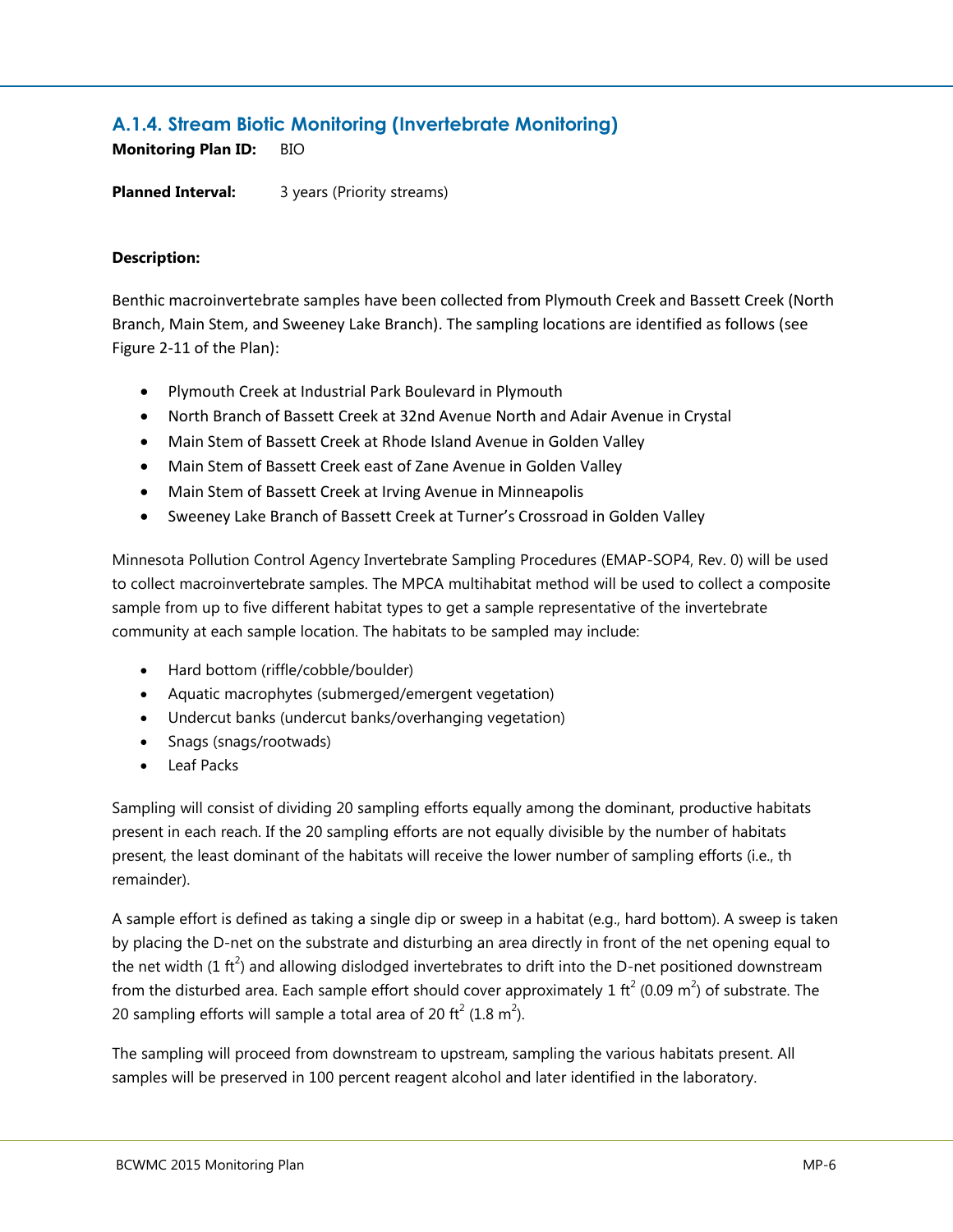### A.1.4. Stream Biotic Monitoring (Invertebrate Monitoring)

**Monitoring Plan ID:** BIO

**Planned Interval:** 3 years (Priority streams)

**Description:**

Benthic macroinvertebrate samples have been collected from Plymouth Creek and Bassett Creek (North Branch, Main Stem, and Sweeney Lake Branch). The sampling locations are identified as follows (see Figure 2-11 of the Plan):

- Plymouth Creek at Industrial Park Boulevard in Plymouth
- North Branch of Bassett Creek at 32nd Avenue North and Adair Avenue in Crystal
- Main Stem of Bassett Creek at Rhode Island Avenue in Golden Valley
- Main Stem of Bassett Creek east of Zane Avenue in Golden Valley
- Main Stem of Bassett Creek at Irving Avenue in Minneapolis
- Sweeney Lake Branch of Bassett Creek at Turner's Crossroad in Golden Valley

Minnesota Pollution Control Agency Invertebrate Sampling Procedures (EMAP-SOP4, Rev. 0) will be used to collect macroinvertebrate samples. The MPCA multihabitat method will be used to collect a composite sample from up to five different habitat types to get a sample representative of the invertebrate community at each sample location. The habitats to be sampled may include:

- Hard bottom (riffle/cobble/boulder)
- Aquatic macrophytes (submerged/emergent vegetation)
- Undercut banks (undercut banks/overhanging vegetation)
- Snags (snags/rootwads)
- Leaf Packs

Sampling will consist of dividing 20 sampling efforts equally among the dominant, productive habitats present in each reach. If the 20 sampling efforts are not equally divisible by the number of habitats present, the least dominant of the habitats will receive the lower number of sampling efforts (i.e., th remainder).

A sample effort is defined as taking a single dip or sweep in a habitat (e.g., hard bottom). A sweep is taken by placing the D-net on the substrate and disturbing an area directly in front of the net opening equal to the net width (1 $ft^2$) and allowing dislodged invertebrates to drift into the D-net positioned downstream from the disturbed area. Each sample effort should cover approximately 1 $ft^2$ (0.09 $m^2$) of substrate. The 20 sampling efforts will sample a total area of 20 $ft^2$ (1.8 $m^2$).

The sampling will proceed from downstream to upstream, sampling the various habitats present. All samples will be preserved in 100 percent reagent alcohol and later identified in the laboratory.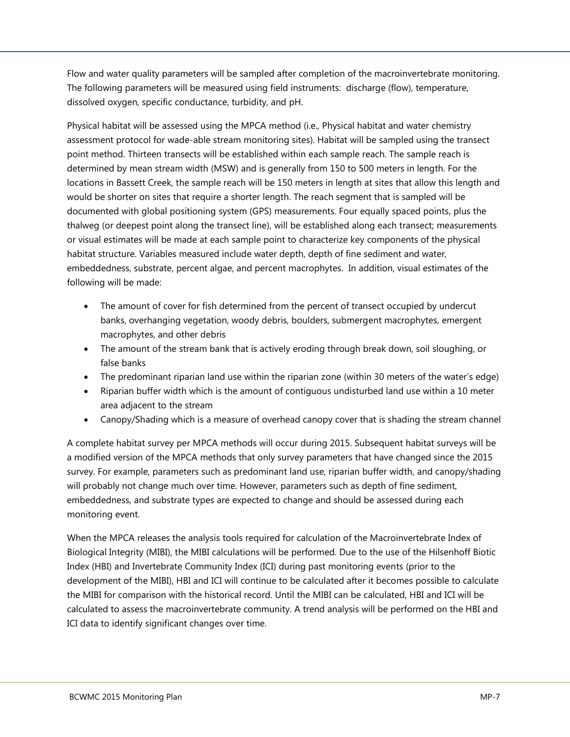Flow and water quality parameters will be sampled after completion of the macroinvertebrate monitoring. The following parameters will be measured using field instruments: discharge (flow), temperature, dissolved oxygen, specific conductance, turbidity, and pH.

Physical habitat will be assessed using the MPCA method (i.e., Physical habitat and water chemistry assessment protocol for wade-able stream monitoring sites). Habitat will be sampled using the transect point method. Thirteen transects will be established within each sample reach. The sample reach is determined by mean stream width (MSW) and is generally from 150 to 500 meters in length. For the locations in Bassett Creek, the sample reach will be 150 meters in length at sites that allow this length and would be shorter on sites that require a shorter length. The reach segment that is sampled will be documented with global positioning system (GPS) measurements. Four equally spaced points, plus the thalweg (or deepest point along the transect line), will be established along each transect; measurements or visual estimates will be made at each sample point to characterize key components of the physical habitat structure. Variables measured include water depth, depth of fine sediment and water, embeddedness, substrate, percent algae, and percent macrophytes. In addition, visual estimates of the following will be made:

- The amount of cover for fish determined from the percent of transect occupied by undercut banks, overhanging vegetation, woody debris, boulders, submergent macrophytes, emergent macrophytes, and other debris
- The amount of the stream bank that is actively eroding through break down, soil sloughing, or false banks
- The predominant riparian land use within the riparian zone (within 30 meters of the water's edge)
- Riparian buffer width which is the amount of contiguous undisturbed land use within a 10 meter area adjacent to the stream
- Canopy/Shading which is a measure of overhead canopy cover that is shading the stream channel

A complete habitat survey per MPCA methods will occur during 2015. Subsequent habitat surveys will be a modified version of the MPCA methods that only survey parameters that have changed since the 2015 survey. For example, parameters such as predominant land use, riparian buffer width, and canopy/shading will probably not change much over time. However, parameters such as depth of fine sediment, embeddedness, and substrate types are expected to change and should be assessed during each monitoring event.

When the MPCA releases the analysis tools required for calculation of the Macroinvertebrate Index of Biological Integrity (MIBI), the MIBI calculations will be performed. Due to the use of the Hilsenhoff Biotic Index (HBI) and Invertebrate Community Index (ICI) during past monitoring events (prior to the development of the MIBI), HBI and ICI will continue to be calculated after it becomes possible to calculate the MIBI for comparison with the historical record. Until the MIBI can be calculated, HBI and ICI will be calculated to assess the macroinvertebrate community. A trend analysis will be performed on the HBI and ICI data to identify significant changes over time.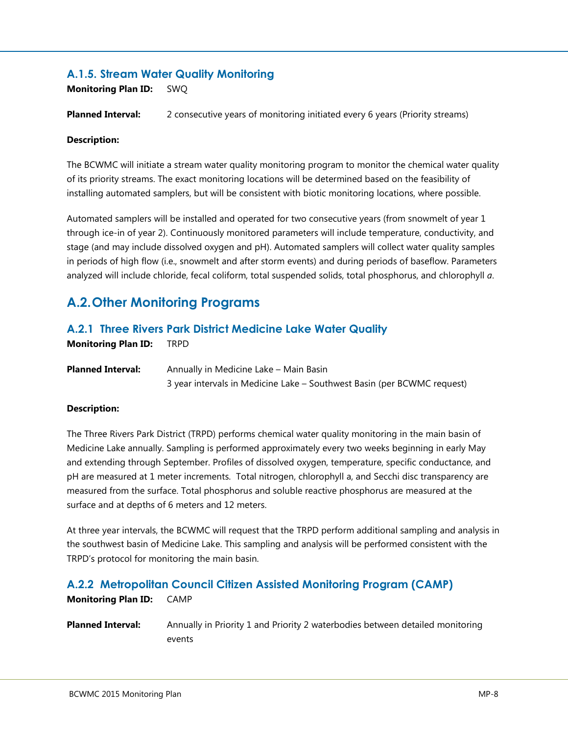### A.1.5. Stream Water Quality Monitoring

**Monitoring Plan ID:** SWQ

**Planned Interval:** 2 consecutive years of monitoring initiated every 6 years (Priority streams)

**Description:**

The BCWMC will initiate a stream water quality monitoring program to monitor the chemical water quality of its priority streams. The exact monitoring locations will be determined based on the feasibility of installing automated samplers, but will be consistent with biotic monitoring locations, where possible.

Automated samplers will be installed and operated for two consecutive years (from snowmelt of year 1 through ice-in of year 2). Continuously monitored parameters will include temperature, conductivity, and stage (and may include dissolved oxygen and pH). Automated samplers will collect water quality samples in periods of high flow (i.e., snowmelt and after storm events) and during periods of baseflow. Parameters analyzed will include chloride, fecal coliform, total suspended solids, total phosphorus, and chlorophyll *a*.

## A.2. Other Monitoring Programs

### A.2.1 Three Rivers Park District Medicine Lake Water Quality

**Monitoring Plan ID:** TRPD

**Planned Interval:** Annually in Medicine Lake – Main Basin
3 year intervals in Medicine Lake – Southwest Basin (per BCWMC request)

**Description:**

The Three Rivers Park District (TRPD) performs chemical water quality monitoring in the main basin of Medicine Lake annually. Sampling is performed approximately every two weeks beginning in early May and extending through September. Profiles of dissolved oxygen, temperature, specific conductance, and pH are measured at 1 meter increments. Total nitrogen, chlorophyll a, and Secchi disc transparency are measured from the surface. Total phosphorus and soluble reactive phosphorus are measured at the surface and at depths of 6 meters and 12 meters.

At three year intervals, the BCWMC will request that the TRPD perform additional sampling and analysis in the southwest basin of Medicine Lake. This sampling and analysis will be performed consistent with the TRPD's protocol for monitoring the main basin.

### A.2.2 Metropolitan Council Citizen Assisted Monitoring Program (CAMP)

**Monitoring Plan ID:** CAMP

**Planned Interval:** Annually in Priority 1 and Priority 2 waterbodies between detailed monitoring events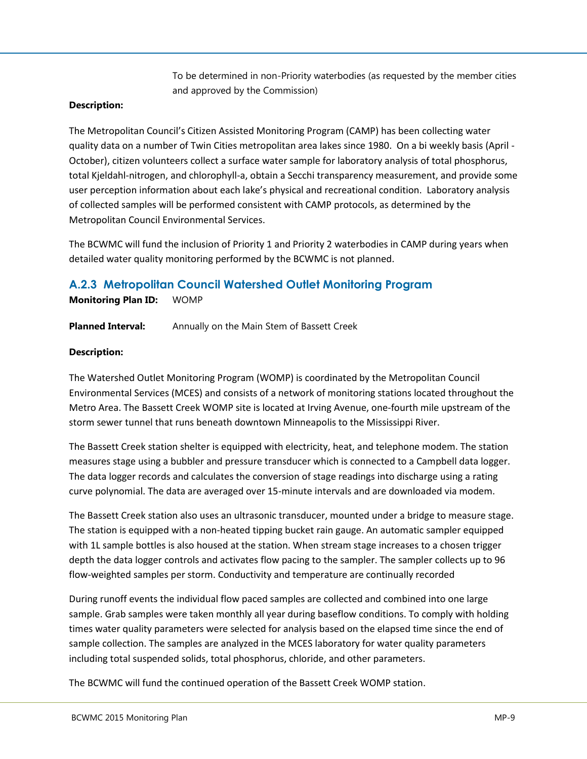To be determined in non-Priority waterbodies (as requested by the member cities and approved by the Commission)

**Description:**

The Metropolitan Council's Citizen Assisted Monitoring Program (CAMP) has been collecting water quality data on a number of Twin Cities metropolitan area lakes since 1980. On a bi weekly basis (April - October), citizen volunteers collect a surface water sample for laboratory analysis of total phosphorus, total Kjeldahl-nitrogen, and chlorophyll-a, obtain a Secchi transparency measurement, and provide some user perception information about each lake's physical and recreational condition. Laboratory analysis of collected samples will be performed consistent with CAMP protocols, as determined by the Metropolitan Council Environmental Services.

The BCWMC will fund the inclusion of Priority 1 and Priority 2 waterbodies in CAMP during years when detailed water quality monitoring performed by the BCWMC is not planned.

### A.2.3 Metropolitan Council Watershed Outlet Monitoring Program

**Monitoring Plan ID:** WOMP

**Planned Interval:** Annually on the Main Stem of Bassett Creek

**Description:**

The Watershed Outlet Monitoring Program (WOMP) is coordinated by the Metropolitan Council Environmental Services (MCES) and consists of a network of monitoring stations located throughout the Metro Area. The Bassett Creek WOMP site is located at Irving Avenue, one-fourth mile upstream of the storm sewer tunnel that runs beneath downtown Minneapolis to the Mississippi River.

The Bassett Creek station shelter is equipped with electricity, heat, and telephone modem. The station measures stage using a bubbler and pressure transducer which is connected to a Campbell data logger. The data logger records and calculates the conversion of stage readings into discharge using a rating curve polynomial. The data are averaged over 15-minute intervals and are downloaded via modem.

The Bassett Creek station also uses an ultrasonic transducer, mounted under a bridge to measure stage. The station is equipped with a non-heated tipping bucket rain gauge. An automatic sampler equipped with 1L sample bottles is also housed at the station. When stream stage increases to a chosen trigger depth the data logger controls and activates flow pacing to the sampler. The sampler collects up to 96 flow-weighted samples per storm. Conductivity and temperature are continually recorded

During runoff events the individual flow paced samples are collected and combined into one large sample. Grab samples were taken monthly all year during baseflow conditions. To comply with holding times water quality parameters were selected for analysis based on the elapsed time since the end of sample collection. The samples are analyzed in the MCES laboratory for water quality parameters including total suspended solids, total phosphorus, chloride, and other parameters.

The BCWMC will fund the continued operation of the Bassett Creek WOMP station.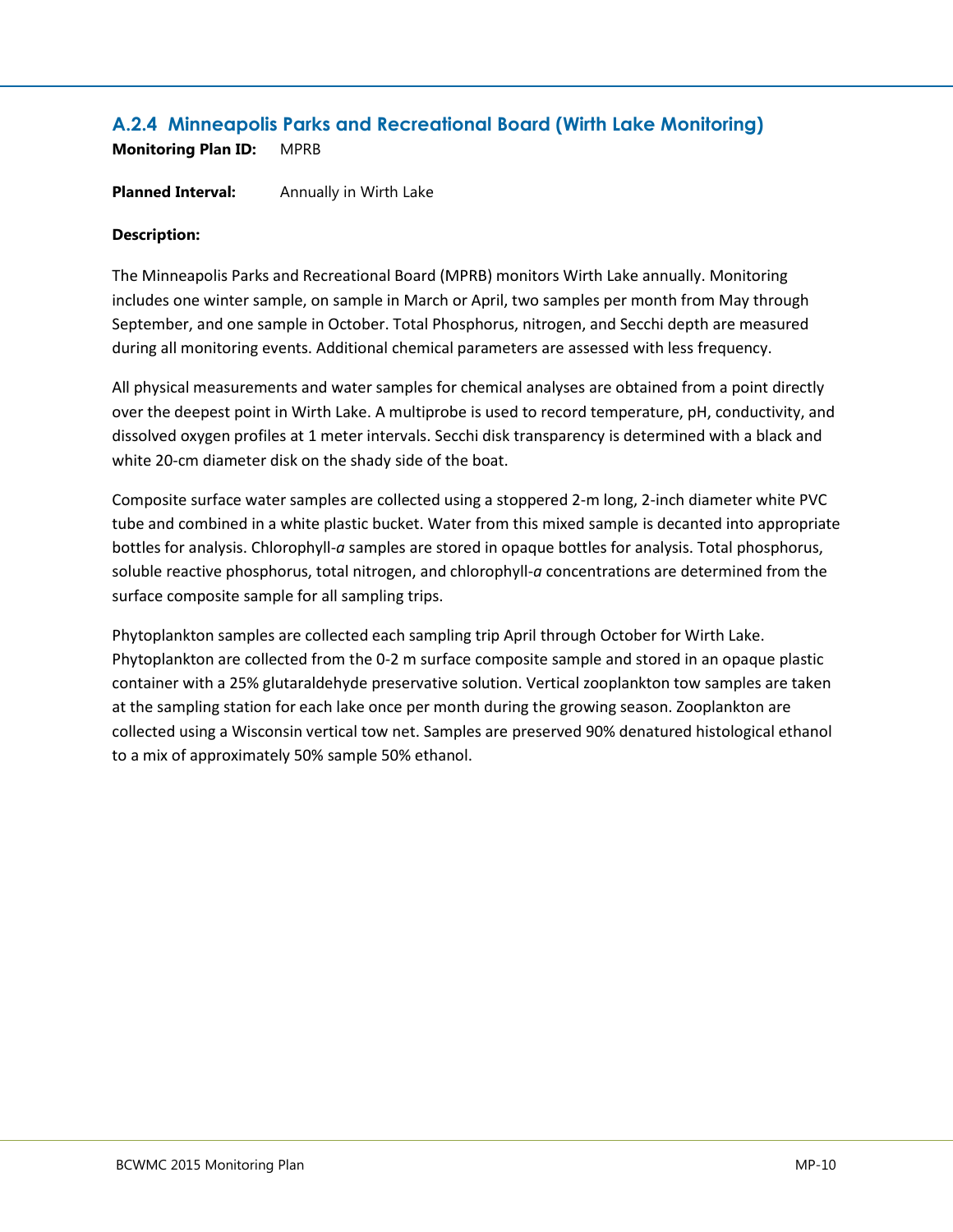### A.2.4 Minneapolis Parks and Recreational Board (Wirth Lake Monitoring)

**Monitoring Plan ID:** MPRB

**Planned Interval:** Annually in Wirth Lake

**Description:**

The Minneapolis Parks and Recreational Board (MPRB) monitors Wirth Lake annually. Monitoring includes one winter sample, on sample in March or April, two samples per month from May through September, and one sample in October. Total Phosphorus, nitrogen, and Secchi depth are measured during all monitoring events. Additional chemical parameters are assessed with less frequency.

All physical measurements and water samples for chemical analyses are obtained from a point directly over the deepest point in Wirth Lake. A multiprobe is used to record temperature, pH, conductivity, and dissolved oxygen profiles at 1 meter intervals. Secchi disk transparency is determined with a black and white 20-cm diameter disk on the shady side of the boat.

Composite surface water samples are collected using a stoppered 2-m long, 2-inch diameter white PVC tube and combined in a white plastic bucket. Water from this mixed sample is decanted into appropriate bottles for analysis. Chlorophyll-*a* samples are stored in opaque bottles for analysis. Total phosphorus, soluble reactive phosphorus, total nitrogen, and chlorophyll-*a* concentrations are determined from the surface composite sample for all sampling trips.

Phytoplankton samples are collected each sampling trip April through October for Wirth Lake. Phytoplankton are collected from the 0-2 m surface composite sample and stored in an opaque plastic container with a 25% glutaraldehyde preservative solution. Vertical zooplankton tow samples are taken at the sampling station for each lake once per month during the growing season. Zooplankton are collected using a Wisconsin vertical tow net. Samples are preserved 90% denatured histological ethanol to a mix of approximately 50% sample 50% ethanol.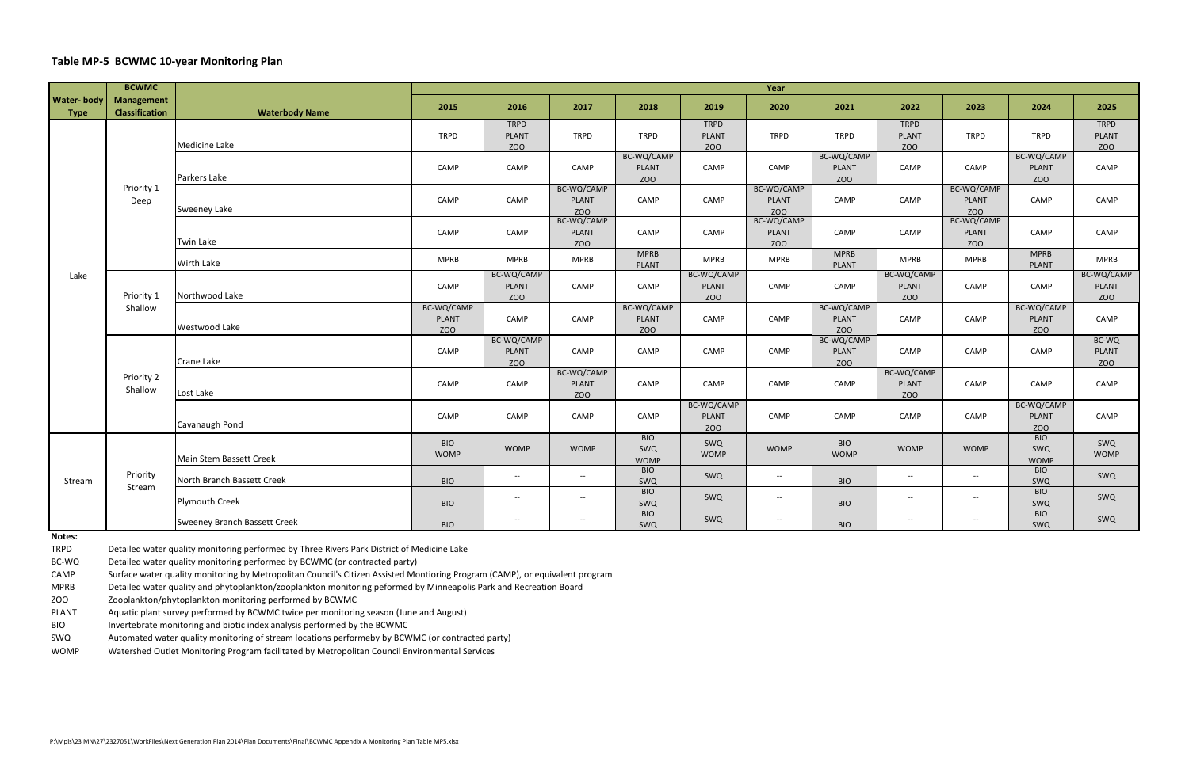## Table MP-5 BCWMC 10-year Monitoring Plan

| Water-body Type | BCWMC Management Classification | Waterbody Name | 2015 | 2016 | 2017 | 2018 | 2019 | 2020 | 2021 | 2022 | 2023 | 2024 | 2025 |
|---|---|---|---|---|---|---|---|---|---|---|---|---|---|
| Lake | Priority 1 Deep | Medicine Lake | TRPD | TRPD PLANT ZOO | TRPD | TRPD | TRPD PLANT ZOO | TRPD | TRPD | TRPD PLANT ZOO | TRPD | TRPD | TRPD PLANT ZOO |
| | | Parkers Lake | CAMP | CAMP | CAMP | BC-WQ/CAMP PLANT ZOO | CAMP | CAMP | BC-WQ/CAMP PLANT ZOO | CAMP | CAMP | BC-WQ/CAMP PLANT ZOO | CAMP |
| | | Sweeney Lake | CAMP | CAMP | BC-WQ/CAMP PLANT ZOO | CAMP | CAMP | BC-WQ/CAMP PLANT ZOO | CAMP | CAMP | BC-WQ/CAMP PLANT ZOO | CAMP | CAMP |
| | | Twin Lake | CAMP | CAMP | BC-WQ/CAMP PLANT ZOO | CAMP | CAMP | BC-WQ/CAMP PLANT ZOO | CAMP | CAMP | BC-WQ/CAMP PLANT ZOO | CAMP | CAMP |
| | | Wirth Lake | MPRB | MPRB | MPRB | MPRB PLANT | MPRB | MPRB | MPRB PLANT | MPRB | MPRB | MPRB PLANT | MPRB |
| | Priority 1 Shallow | Northwood Lake | CAMP | BC-WQ/CAMP PLANT ZOO | CAMP | CAMP | BC-WQ/CAMP PLANT ZOO | CAMP | CAMP | BC-WQ/CAMP PLANT ZOO | CAMP | CAMP | BC-WQ/CAMP PLANT ZOO |
| | | Westwood Lake | BC-WQ/CAMP PLANT ZOO | CAMP | CAMP | BC-WQ/CAMP PLANT ZOO | CAMP | CAMP | BC-WQ/CAMP PLANT ZOO | CAMP | CAMP | BC-WQ/CAMP PLANT ZOO | CAMP |
| | Priority 2 Shallow | Crane Lake | CAMP | BC-WQ/CAMP PLANT ZOO | CAMP | CAMP | CAMP | CAMP | BC-WQ/CAMP PLANT ZOO | CAMP | CAMP | CAMP | BC-WQ PLANT ZOO |
| | | Lost Lake | CAMP | CAMP | BC-WQ/CAMP PLANT ZOO | CAMP | CAMP | CAMP | CAMP | BC-WQ/CAMP PLANT ZOO | CAMP | CAMP | CAMP |
| | | Cavanaugh Pond | CAMP | CAMP | CAMP | CAMP | BC-WQ/CAMP PLANT ZOO | CAMP | CAMP | CAMP | CAMP | BC-WQ/CAMP PLANT ZOO | CAMP |
| Stream | Priority Stream | Main Stem Bassett Creek | BIO WOMP | WOMP | WOMP | BIO SWQ WOMP | SWQ WOMP | WOMP | BIO WOMP | WOMP | WOMP | BIO SWQ WOMP | SWQ WOMP |
| | | North Branch Bassett Creek | BIO | -- | -- | BIO SWQ | SWQ | -- | BIO | -- | -- | BIO SWQ | SWQ |
| | | Plymouth Creek | BIO | -- | -- | BIO SWQ | SWQ | -- | BIO | -- | -- | BIO SWQ | SWQ |
| | | Sweeney Branch Bassett Creek | BIO | -- | -- | BIO SWQ | SWQ | -- | BIO | -- | -- | BIO SWQ | SWQ |

**Notes:**

TRPD Detailed water quality monitoring performed by Three Rivers Park District of Medicine Lake
BC-WQ Detailed water quality monitoring performed by BCWMC (or contracted party)
CAMP Surface water quality monitoring by Metropolitan Council's Citizen Assisted Montioring Program (CAMP), or equivalent program
MPRB Detailed water quality and phytoplankton/zooplankton monitoring peformed by Minneapolis Park and Recreation Board
ZOO Zooplankton/phytoplankton monitoring performed by BCWMC
PLANT Aquatic plant survey performed by BCWMC twice per monitoring season (June and August)
BIO Invertebrate monitoring and biotic index analysis performed by the BCWMC
SWQ Automated water quality monitoring of stream locations performeby by BCWMC (or contracted party)
WOMP Watershed Outlet Monitoring Program facilitated by Metropolitan Council Environmental Services

P:\Mpls\23 MN\27\2327051\WorkFiles\Next Generation Plan 2014\Plan Documents\Final\BCWMC Appendix A Monitoring Plan Table MP5.xlsx